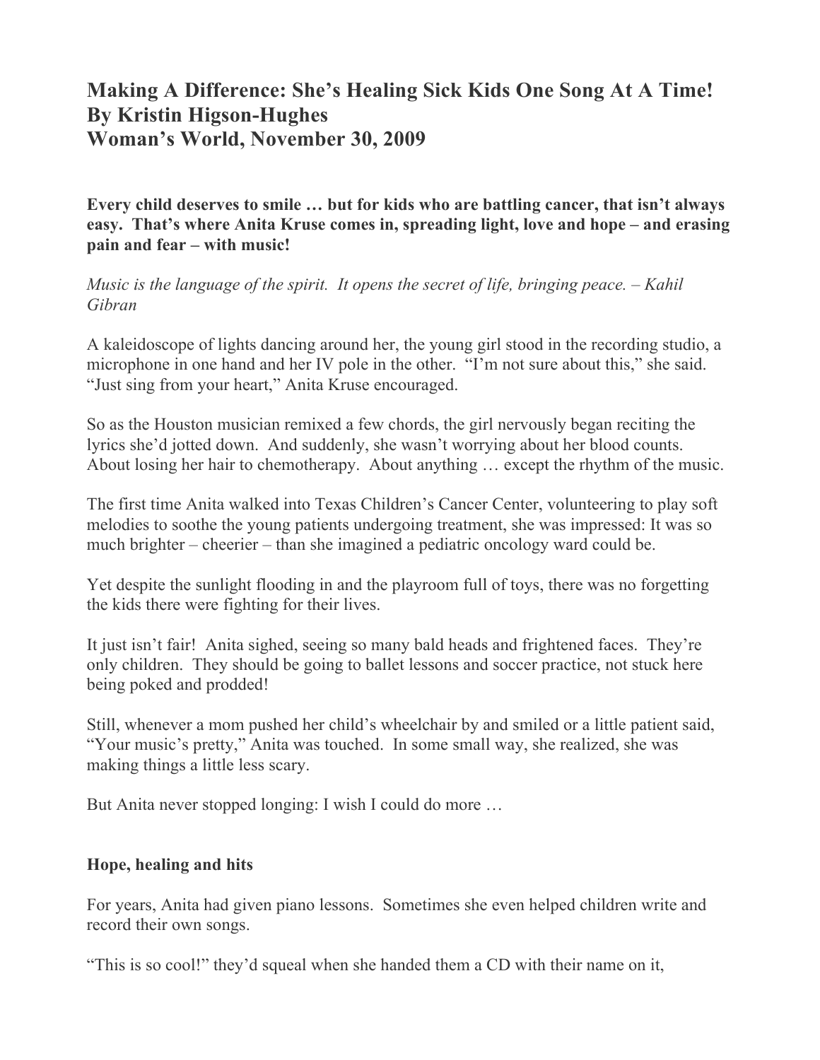# Making A Difference: She's Healing Sick Kids One Song At A Time!
## By Kristin Higson-Hughes
## Woman's World, November 30, 2009

**Every child deserves to smile … but for kids who are battling cancer, that isn't always easy. That's where Anita Kruse comes in, spreading light, love and hope – and erasing pain and fear – with music!**

*Music is the language of the spirit. It opens the secret of life, bringing peace. – Kahil Gibran*

A kaleidoscope of lights dancing around her, the young girl stood in the recording studio, a microphone in one hand and her IV pole in the other. "I'm not sure about this," she said. "Just sing from your heart," Anita Kruse encouraged.

So as the Houston musician remixed a few chords, the girl nervously began reciting the lyrics she'd jotted down. And suddenly, she wasn't worrying about her blood counts. About losing her hair to chemotherapy. About anything … except the rhythm of the music.

The first time Anita walked into Texas Children's Cancer Center, volunteering to play soft melodies to soothe the young patients undergoing treatment, she was impressed: It was so much brighter – cheerier – than she imagined a pediatric oncology ward could be.

Yet despite the sunlight flooding in and the playroom full of toys, there was no forgetting the kids there were fighting for their lives.

It just isn't fair! Anita sighed, seeing so many bald heads and frightened faces. They're only children. They should be going to ballet lessons and soccer practice, not stuck here being poked and prodded!

Still, whenever a mom pushed her child's wheelchair by and smiled or a little patient said, "Your music's pretty," Anita was touched. In some small way, she realized, she was making things a little less scary.

But Anita never stopped longing: I wish I could do more …

### Hope, healing and hits

For years, Anita had given piano lessons. Sometimes she even helped children write and record their own songs.

"This is so cool!" they'd squeal when she handed them a CD with their name on it,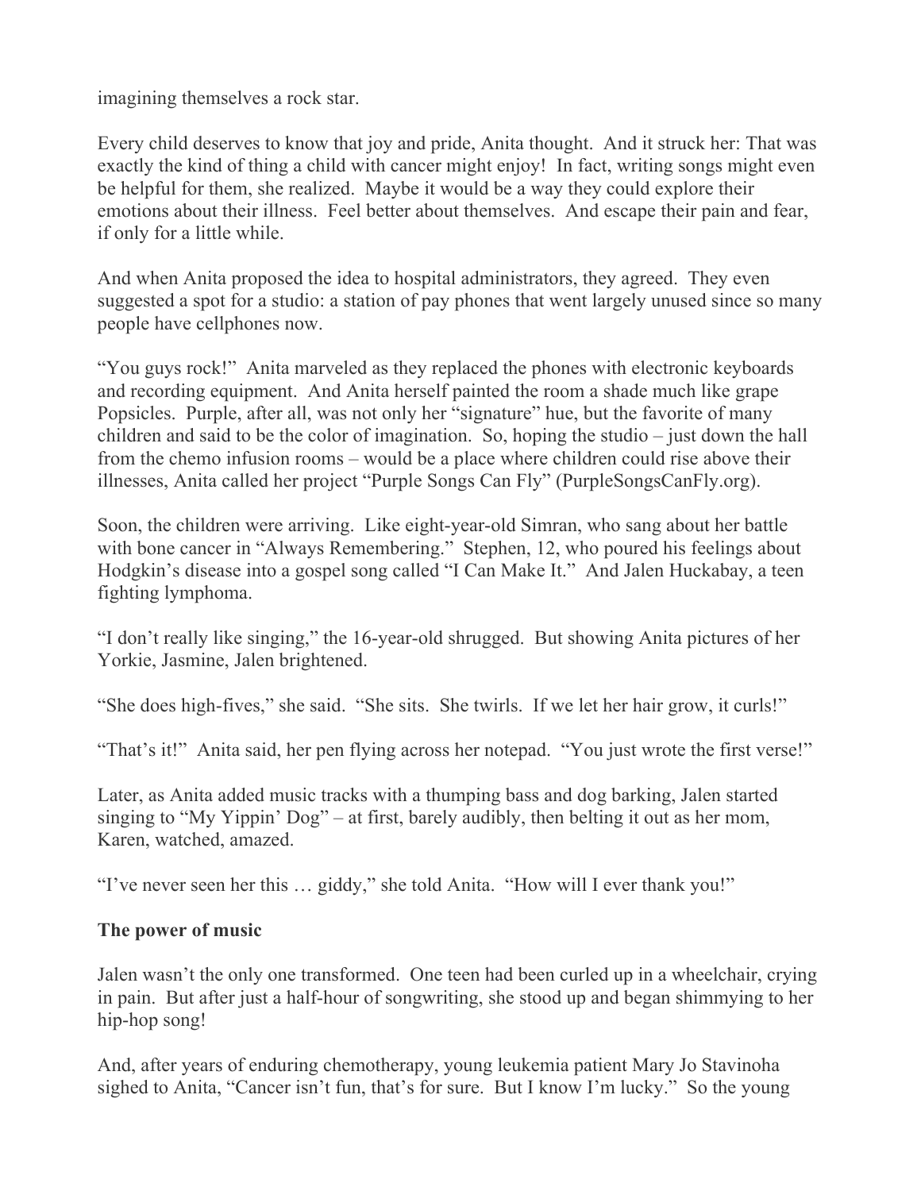imagining themselves a rock star.

Every child deserves to know that joy and pride, Anita thought. And it struck her: That was exactly the kind of thing a child with cancer might enjoy! In fact, writing songs might even be helpful for them, she realized. Maybe it would be a way they could explore their emotions about their illness. Feel better about themselves. And escape their pain and fear, if only for a little while.

And when Anita proposed the idea to hospital administrators, they agreed. They even suggested a spot for a studio: a station of pay phones that went largely unused since so many people have cellphones now.

"You guys rock!" Anita marveled as they replaced the phones with electronic keyboards and recording equipment. And Anita herself painted the room a shade much like grape Popsicles. Purple, after all, was not only her "signature" hue, but the favorite of many children and said to be the color of imagination. So, hoping the studio – just down the hall from the chemo infusion rooms – would be a place where children could rise above their illnesses, Anita called her project "Purple Songs Can Fly" (PurpleSongsCanFly.org).

Soon, the children were arriving. Like eight-year-old Simran, who sang about her battle with bone cancer in "Always Remembering." Stephen, 12, who poured his feelings about Hodgkin's disease into a gospel song called "I Can Make It." And Jalen Huckabay, a teen fighting lymphoma.

"I don't really like singing," the 16-year-old shrugged. But showing Anita pictures of her Yorkie, Jasmine, Jalen brightened.

"She does high-fives," she said. "She sits. She twirls. If we let her hair grow, it curls!"

"That's it!" Anita said, her pen flying across her notepad. "You just wrote the first verse!"

Later, as Anita added music tracks with a thumping bass and dog barking, Jalen started singing to "My Yippin' Dog" – at first, barely audibly, then belting it out as her mom, Karen, watched, amazed.

"I've never seen her this … giddy," she told Anita. "How will I ever thank you!"

**The power of music**

Jalen wasn't the only one transformed. One teen had been curled up in a wheelchair, crying in pain. But after just a half-hour of songwriting, she stood up and began shimmying to her hip-hop song!

And, after years of enduring chemotherapy, young leukemia patient Mary Jo Stavinoha sighed to Anita, "Cancer isn't fun, that's for sure. But I know I'm lucky." So the young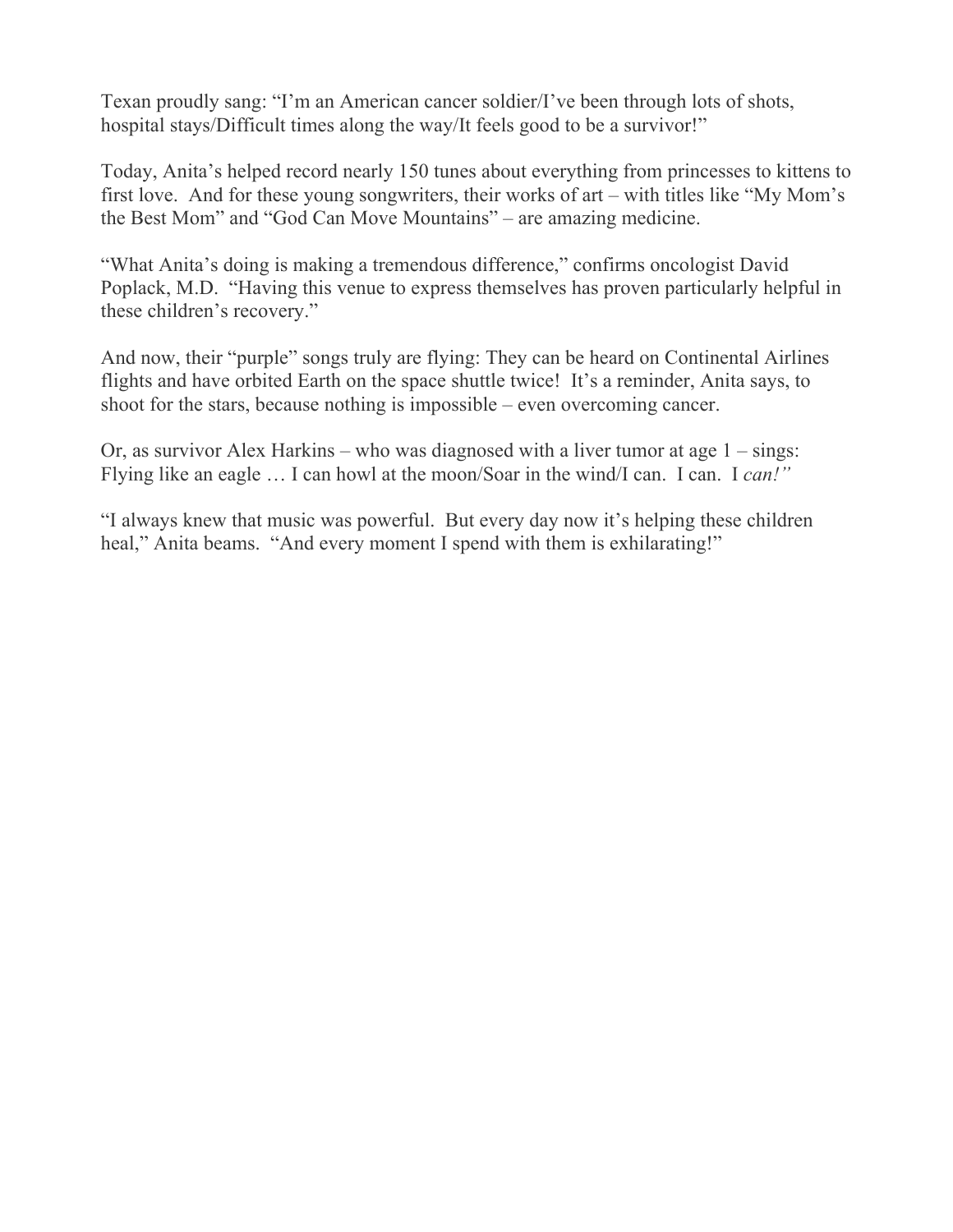Texan proudly sang: "I'm an American cancer soldier/I've been through lots of shots, hospital stays/Difficult times along the way/It feels good to be a survivor!"

Today, Anita's helped record nearly 150 tunes about everything from princesses to kittens to first love. And for these young songwriters, their works of art – with titles like "My Mom's the Best Mom" and "God Can Move Mountains" – are amazing medicine.

"What Anita's doing is making a tremendous difference," confirms oncologist David Poplack, M.D. "Having this venue to express themselves has proven particularly helpful in these children's recovery."

And now, their "purple" songs truly are flying: They can be heard on Continental Airlines flights and have orbited Earth on the space shuttle twice! It's a reminder, Anita says, to shoot for the stars, because nothing is impossible – even overcoming cancer.

Or, as survivor Alex Harkins – who was diagnosed with a liver tumor at age 1 – sings: Flying like an eagle … I can howl at the moon/Soar in the wind/I can. I can. I *can!"*

"I always knew that music was powerful. But every day now it's helping these children heal," Anita beams. "And every moment I spend with them is exhilarating!"